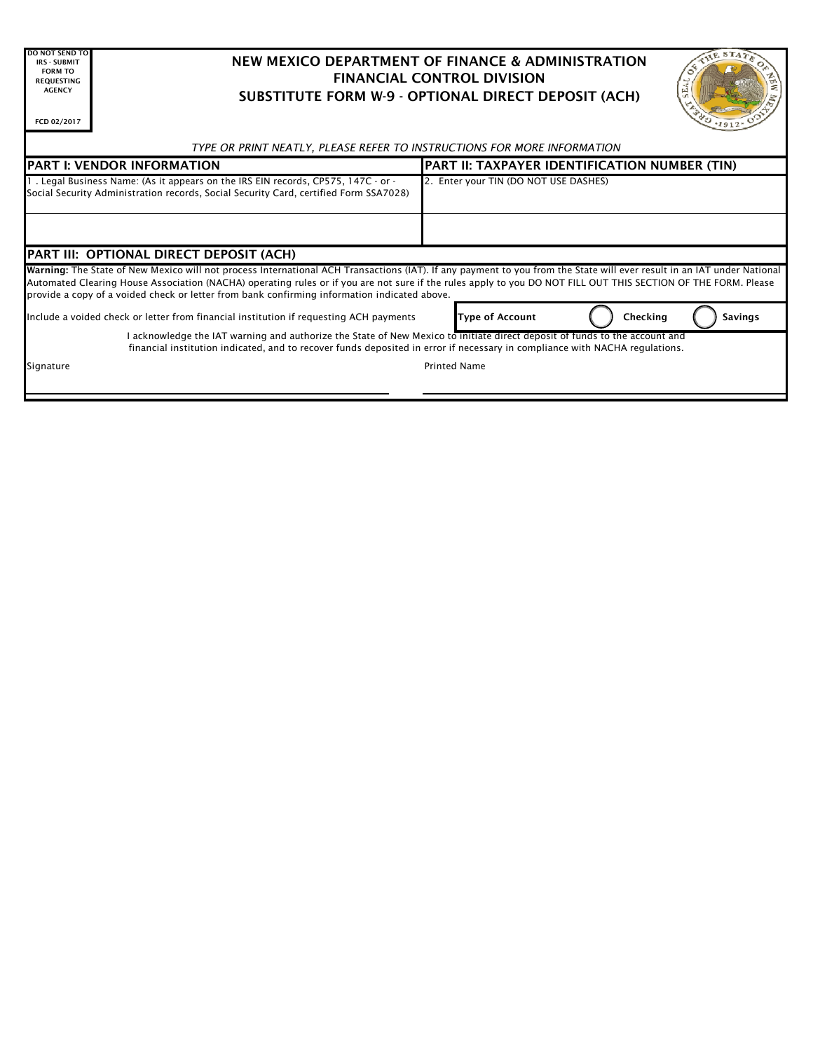DO NOT SEND TO IRS - SUBMIT FORM TO REQUESTING AGENCY

FCD 02/2017

# NEW MEXICO DEPARTMENT OF FINANCE & ADMINISTRATION
## FINANCIAL CONTROL DIVISION
## SUBSTITUTE FORM W-9 - OPTIONAL DIRECT DEPOSIT (ACH)

*TYPE OR PRINT NEATLY, PLEASE REFER TO INSTRUCTIONS FOR MORE INFORMATION*

| PART I: VENDOR INFORMATION | PART II: TAXPAYER IDENTIFICATION NUMBER (TIN) |
|---|---|
| 1 . Legal Business Name: (As it appears on the IRS EIN records, CP575, 147C - or - Social Security Administration records, Social Security Card, certified Form SSA7028) | 2. Enter your TIN (DO NOT USE DASHES) |
| | |

## PART III: OPTIONAL DIRECT DEPOSIT (ACH)

**Warning:** The State of New Mexico will not process International ACH Transactions (IAT). If any payment to you from the State will ever result in an IAT under National Automated Clearing House Association (NACHA) operating rules or if you are not sure if the rules apply to you DO NOT FILL OUT THIS SECTION OF THE FORM. Please provide a copy of a voided check or letter from bank confirming information indicated above.

Include a voided check or letter from financial institution if requesting ACH payments

**Type of Account** ◯ **Checking** ◯ **Savings**

I acknowledge the IAT warning and authorize the State of New Mexico to initiate direct deposit of funds to the account and financial institution indicated, and to recover funds deposited in error if necessary in compliance with NACHA regulations.

| Signature | Printed Name |
|---|---|
| | |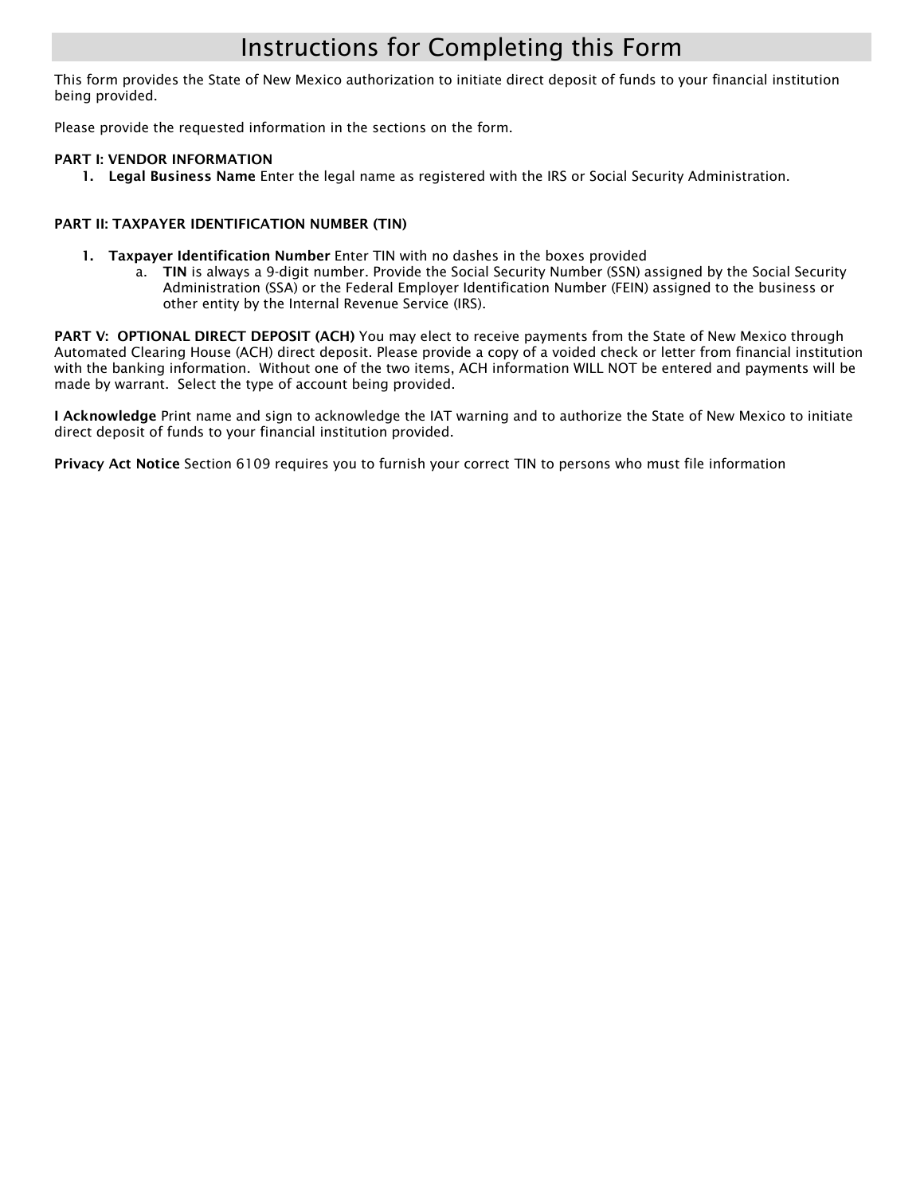# Instructions for Completing this Form

This form provides the State of New Mexico authorization to initiate direct deposit of funds to your financial institution being provided.

Please provide the requested information in the sections on the form.

**PART I: VENDOR INFORMATION**

1. **Legal Business Name** Enter the legal name as registered with the IRS or Social Security Administration.

**PART II: TAXPAYER IDENTIFICATION NUMBER (TIN)**

1. **Taxpayer Identification Number** Enter TIN with no dashes in the boxes provided
    a. **TIN** is always a 9-digit number. Provide the Social Security Number (SSN) assigned by the Social Security Administration (SSA) or the Federal Employer Identification Number (FEIN) assigned to the business or other entity by the Internal Revenue Service (IRS).

**PART V: OPTIONAL DIRECT DEPOSIT (ACH)** You may elect to receive payments from the State of New Mexico through Automated Clearing House (ACH) direct deposit. Please provide a copy of a voided check or letter from financial institution with the banking information. Without one of the two items, ACH information WILL NOT be entered and payments will be made by warrant. Select the type of account being provided.

**I Acknowledge** Print name and sign to acknowledge the IAT warning and to authorize the State of New Mexico to initiate direct deposit of funds to your financial institution provided.

**Privacy Act Notice** Section 6109 requires you to furnish your correct TIN to persons who must file information